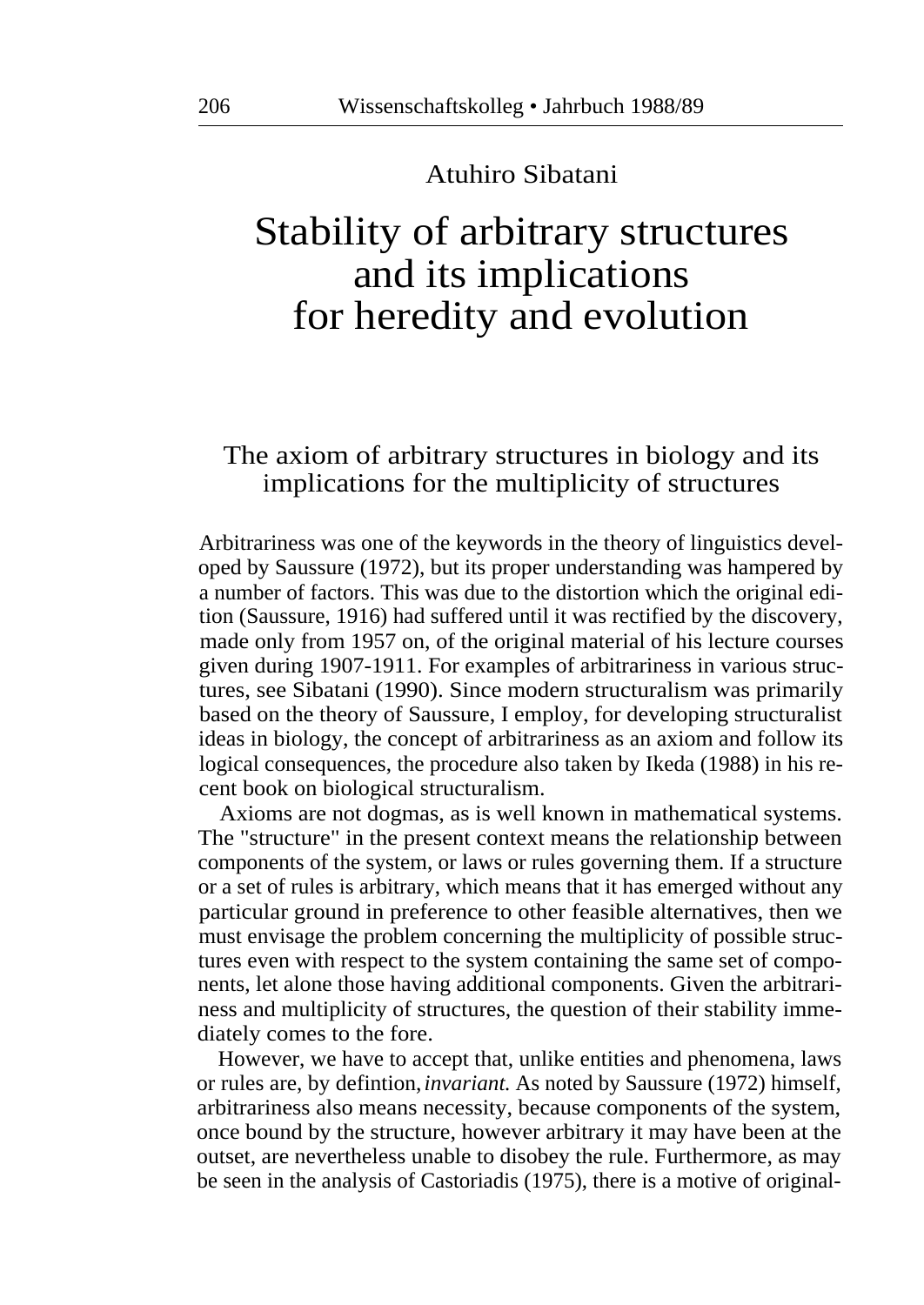Atuhiro Sibatani

# Stability of arbitrary structures and its implications for heredity and evolution

## The axiom of arbitrary structures in biology and its implications for the multiplicity of structures

Arbitrariness was one of the keywords in the theory of linguistics developed by Saussure (1972), but its proper understanding was hampered by a number of factors. This was due to the distortion which the original edition (Saussure, 1916) had suffered until it was rectified by the discovery, made only from 1957 on, of the original material of his lecture courses given during 1907-1911. For examples of arbitrariness in various structures, see Sibatani (1990). Since modern structuralism was primarily based on the theory of Saussure, I employ, for developing structuralist ideas in biology, the concept of arbitrariness as an axiom and follow its logical consequences, the procedure also taken by Ikeda (1988) in his recent book on biological structuralism.

Axioms are not dogmas, as is well known in mathematical systems. The "structure" in the present context means the relationship between components of the system, or laws or rules governing them. If a structure or a set of rules is arbitrary, which means that it has emerged without any particular ground in preference to other feasible alternatives, then we must envisage the problem concerning the multiplicity of possible structures even with respect to the system containing the same set of components, let alone those having additional components. Given the arbitrariness and multiplicity of structures, the question of their stability immediately comes to the fore.

However, we have to accept that, unlike entities and phenomena, laws or rules are, by defintion, *invariant.* As noted by Saussure (1972) himself, arbitrariness also means necessity, because components of the system, once bound by the structure, however arbitrary it may have been at the outset, are nevertheless unable to disobey the rule. Furthermore, as may be seen in the analysis of Castoriadis (1975), there is a motive of original-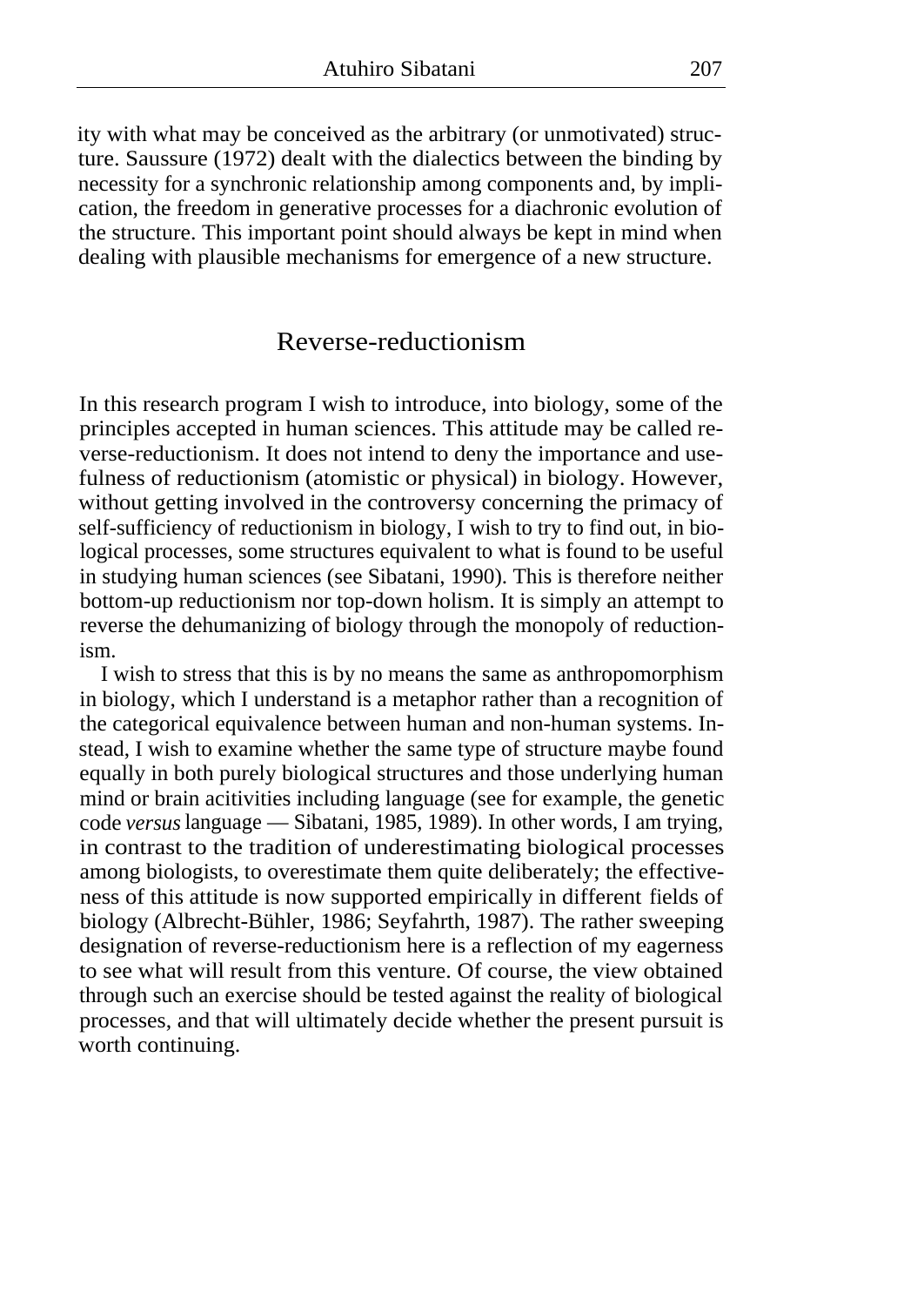ity with what may be conceived as the arbitrary (or unmotivated) structure. Saussure (1972) dealt with the dialectics between the binding by necessity for a synchronic relationship among components and, by implication, the freedom in generative processes for a diachronic evolution of the structure. This important point should always be kept in mind when dealing with plausible mechanisms for emergence of a new structure.

## Reverse-reductionism

In this research program I wish to introduce, into biology, some of the principles accepted in human sciences. This attitude may be called reverse-reductionism. It does not intend to deny the importance and usefulness of reductionism (atomistic or physical) in biology. However, without getting involved in the controversy concerning the primacy of self-sufficiency of reductionism in biology, I wish to try to find out, in biological processes, some structures equivalent to what is found to be useful in studying human sciences (see Sibatani, 1990). This is therefore neither bottom-up reductionism nor top-down holism. It is simply an attempt to reverse the dehumanizing of biology through the monopoly of reductionism.

I wish to stress that this is by no means the same as anthropomorphism in biology, which I understand is a metaphor rather than a recognition of the categorical equivalence between human and non-human systems. Instead, I wish to examine whether the same type of structure maybe found equally in both purely biological structures and those underlying human mind or brain acitivities including language (see for example, the genetic code *versus* language — Sibatani, 1985, 1989). In other words, I am trying, in contrast to the tradition of underestimating biological processes among biologists, to overestimate them quite deliberately; the effectiveness of this attitude is now supported empirically in different fields of biology (Albrecht-Bühler, 1986; Seyfahrth, 1987). The rather sweeping designation of reverse-reductionism here is a reflection of my eagerness to see what will result from this venture. Of course, the view obtained through such an exercise should be tested against the reality of biological processes, and that will ultimately decide whether the present pursuit is worth continuing.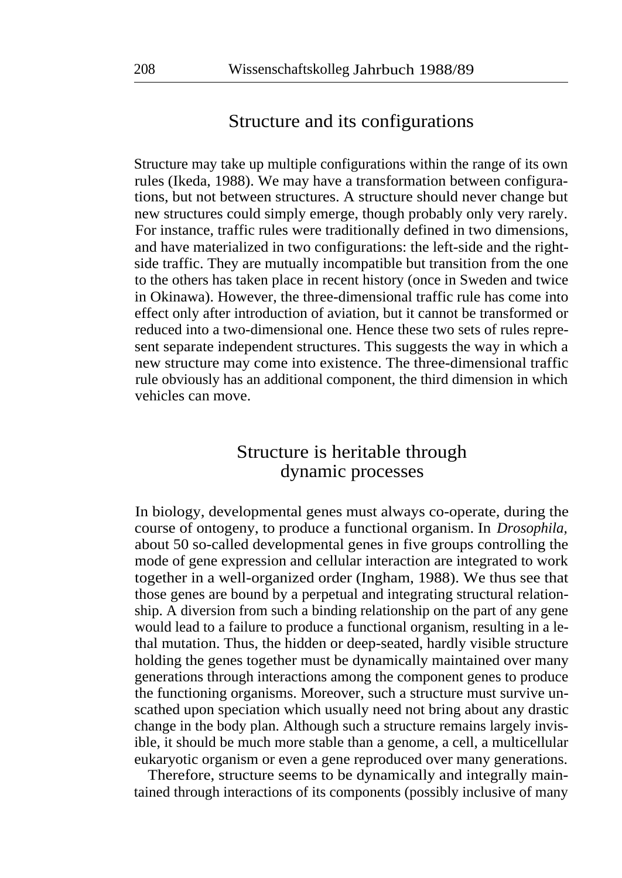## Structure and its configurations

Structure may take up multiple configurations within the range of its own rules (Ikeda, 1988). We may have a transformation between configurations, but not between structures. A structure should never change but new structures could simply emerge, though probably only very rarely. For instance, traffic rules were traditionally defined in two dimensions, and have materialized in two configurations: the left-side and the right-side traffic. They are mutually incompatible but transition from the one to the others has taken place in recent history (once in Sweden and twice in Okinawa). However, the three-dimensional traffic rule has come into effect only after introduction of aviation, but it cannot be transformed or reduced into a two-dimensional one. Hence these two sets of rules represent separate independent structures. This suggests the way in which a new structure may come into existence. The three-dimensional traffic rule obviously has an additional component, the third dimension in which vehicles can move.

## Structure is heritable through dynamic processes

In biology, developmental genes must always co-operate, during the course of ontogeny, to produce a functional organism. In *Drosophila,* about 50 so-called developmental genes in five groups controlling the mode of gene expression and cellular interaction are integrated to work together in a well-organized order (Ingham, 1988). We thus see that those genes are bound by a perpetual and integrating structural relationship. A diversion from such a binding relationship on the part of any gene would lead to a failure to produce a functional organism, resulting in a lethal mutation. Thus, the hidden or deep-seated, hardly visible structure holding the genes together must be dynamically maintained over many generations through interactions among the component genes to produce the functioning organisms. Moreover, such a structure must survive unscathed upon speciation which usually need not bring about any drastic change in the body plan. Although such a structure remains largely invisible, it should be much more stable than a genome, a cell, a multicellular eukaryotic organism or even a gene reproduced over many generations.

Therefore, structure seems to be dynamically and integrally maintained through interactions of its components (possibly inclusive of many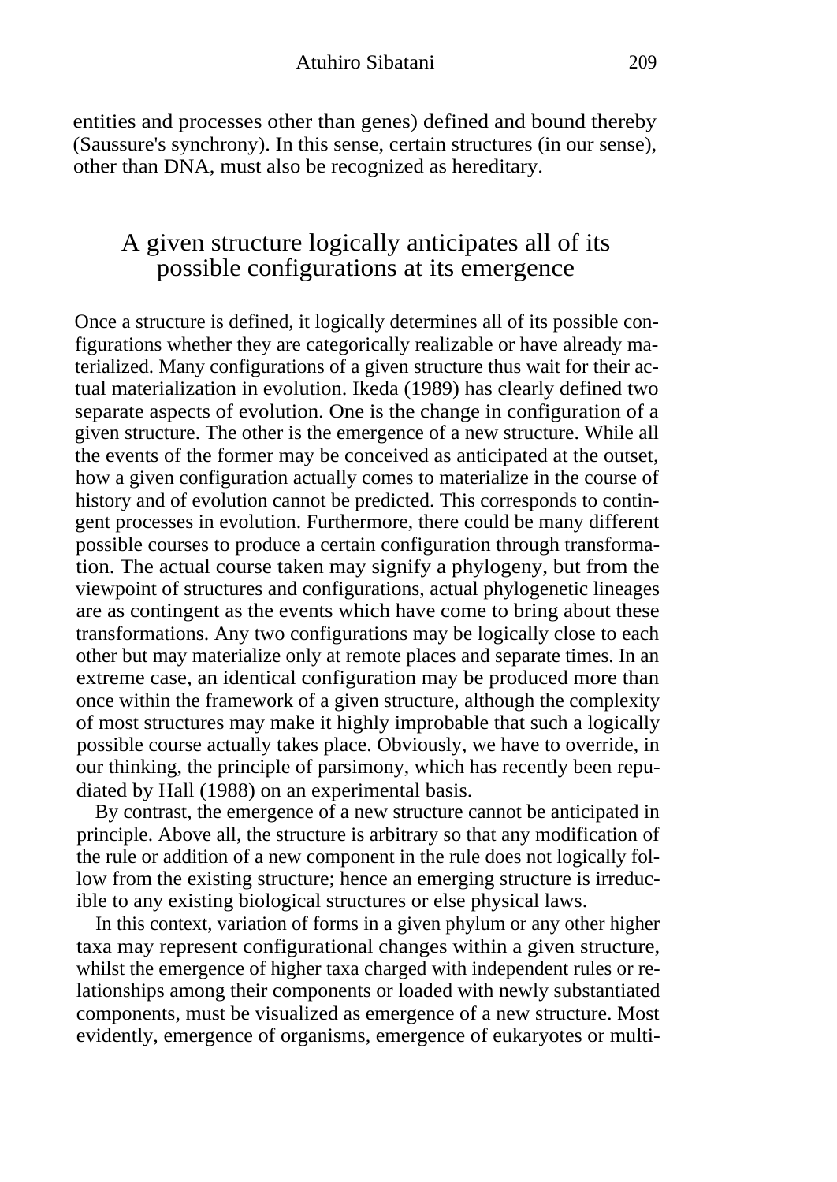entities and processes other than genes) defined and bound thereby (Saussure's synchrony). In this sense, certain structures (in our sense), other than DNA, must also be recognized as hereditary.

## A given structure logically anticipates all of its possible configurations at its emergence

Once a structure is defined, it logically determines all of its possible configurations whether they are categorically realizable or have already materialized. Many configurations of a given structure thus wait for their actual materialization in evolution. Ikeda (1989) has clearly defined two separate aspects of evolution. One is the change in configuration of a given structure. The other is the emergence of a new structure. While all the events of the former may be conceived as anticipated at the outset, how a given configuration actually comes to materialize in the course of history and of evolution cannot be predicted. This corresponds to contingent processes in evolution. Furthermore, there could be many different possible courses to produce a certain configuration through transformation. The actual course taken may signify a phylogeny, but from the viewpoint of structures and configurations, actual phylogenetic lineages are as contingent as the events which have come to bring about these transformations. Any two configurations may be logically close to each other but may materialize only at remote places and separate times. In an extreme case, an identical configuration may be produced more than once within the framework of a given structure, although the complexity of most structures may make it highly improbable that such a logically possible course actually takes place. Obviously, we have to override, in our thinking, the principle of parsimony, which has recently been repudiated by Hall (1988) on an experimental basis.

By contrast, the emergence of a new structure cannot be anticipated in principle. Above all, the structure is arbitrary so that any modification of the rule or addition of a new component in the rule does not logically follow from the existing structure; hence an emerging structure is irreducible to any existing biological structures or else physical laws.

In this context, variation of forms in a given phylum or any other higher taxa may represent configurational changes within a given structure, whilst the emergence of higher taxa charged with independent rules or relationships among their components or loaded with newly substantiated components, must be visualized as emergence of a new structure. Most evidently, emergence of organisms, emergence of eukaryotes or multi-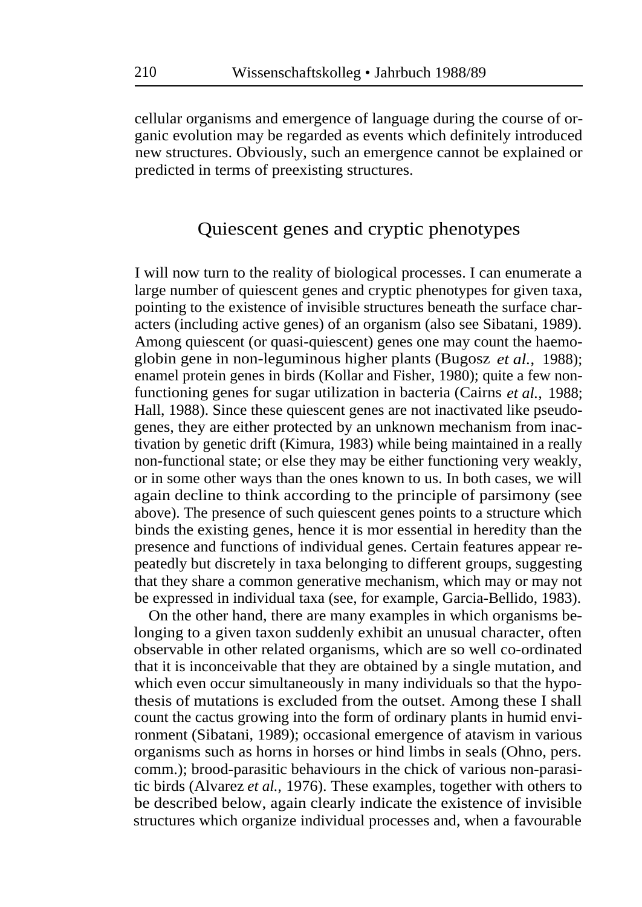cellular organisms and emergence of language during the course of organic evolution may be regarded as events which definitely introduced new structures. Obviously, such an emergence cannot be explained or predicted in terms of preexisting structures.

## Quiescent genes and cryptic phenotypes

I will now turn to the reality of biological processes. I can enumerate a large number of quiescent genes and cryptic phenotypes for given taxa, pointing to the existence of invisible structures beneath the surface characters (including active genes) of an organism (also see Sibatani, 1989). Among quiescent (or quasi-quiescent) genes one may count the haemoglobin gene in non-leguminous higher plants (Bugosz *et al.,* 1988); enamel protein genes in birds (Kollar and Fisher, 1980); quite a few non-functioning genes for sugar utilization in bacteria (Cairns *et al.,* 1988; Hall, 1988). Since these quiescent genes are not inactivated like pseudogenes, they are either protected by an unknown mechanism from inactivation by genetic drift (Kimura, 1983) while being maintained in a really non-functional state; or else they may be either functioning very weakly, or in some other ways than the ones known to us. In both cases, we will again decline to think according to the principle of parsimony (see above). The presence of such quiescent genes points to a structure which binds the existing genes, hence it is mor essential in heredity than the presence and functions of individual genes. Certain features appear repeatedly but discretely in taxa belonging to different groups, suggesting that they share a common generative mechanism, which may or may not be expressed in individual taxa (see, for example, Garcia-Bellido, 1983).

On the other hand, there are many examples in which organisms belonging to a given taxon suddenly exhibit an unusual character, often observable in other related organisms, which are so well co-ordinated that it is inconceivable that they are obtained by a single mutation, and which even occur simultaneously in many individuals so that the hypothesis of mutations is excluded from the outset. Among these I shall count the cactus growing into the form of ordinary plants in humid environment (Sibatani, 1989); occasional emergence of atavism in various organisms such as horns in horses or hind limbs in seals (Ohno, pers. comm.); brood-parasitic behaviours in the chick of various non-parasitic birds (Alvarez *et al.,* 1976). These examples, together with others to be described below, again clearly indicate the existence of invisible structures which organize individual processes and, when a favourable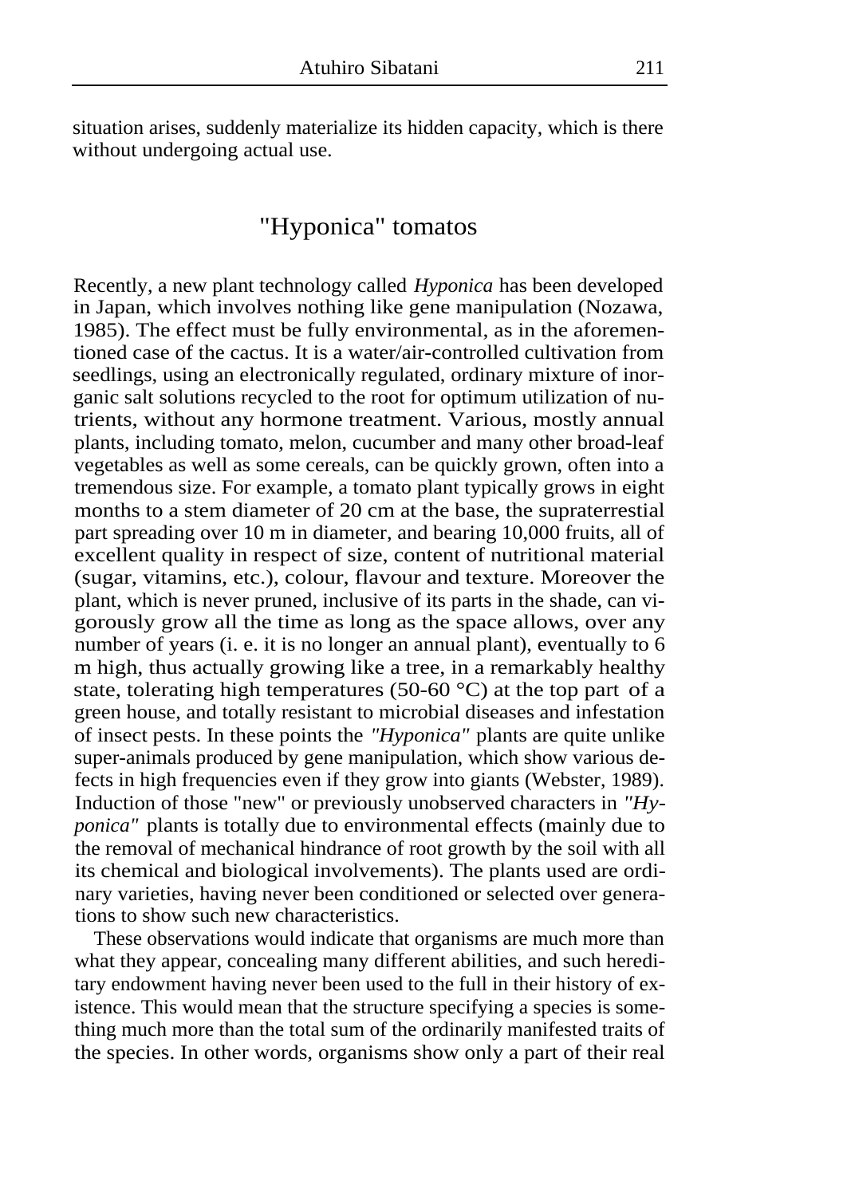situation arises, suddenly materialize its hidden capacity, which is there without undergoing actual use.

## "Hyponica" tomatos

Recently, a new plant technology called *Hyponica* has been developed in Japan, which involves nothing like gene manipulation (Nozawa, 1985). The effect must be fully environmental, as in the aforementioned case of the cactus. It is a water/air-controlled cultivation from seedlings, using an electronically regulated, ordinary mixture of inorganic salt solutions recycled to the root for optimum utilization of nutrients, without any hormone treatment. Various, mostly annual plants, including tomato, melon, cucumber and many other broad-leaf vegetables as well as some cereals, can be quickly grown, often into a tremendous size. For example, a tomato plant typically grows in eight months to a stem diameter of 20 cm at the base, the supraterrestial part spreading over 10 m in diameter, and bearing 10,000 fruits, all of excellent quality in respect of size, content of nutritional material (sugar, vitamins, etc.), colour, flavour and texture. Moreover the plant, which is never pruned, inclusive of its parts in the shade, can vigorously grow all the time as long as the space allows, over any number of years (i. e. it is no longer an annual plant), eventually to 6 m high, thus actually growing like a tree, in a remarkably healthy state, tolerating high temperatures (50-60 °C) at the top part of a green house, and totally resistant to microbial diseases and infestation of insect pests. In these points the *"Hyponica"* plants are quite unlike super-animals produced by gene manipulation, which show various defects in high frequencies even if they grow into giants (Webster, 1989). Induction of those "new" or previously unobserved characters in *"Hyponica"* plants is totally due to environmental effects (mainly due to the removal of mechanical hindrance of root growth by the soil with all its chemical and biological involvements). The plants used are ordinary varieties, having never been conditioned or selected over generations to show such new characteristics.

These observations would indicate that organisms are much more than what they appear, concealing many different abilities, and such hereditary endowment having never been used to the full in their history of existence. This would mean that the structure specifying a species is something much more than the total sum of the ordinarily manifested traits of the species. In other words, organisms show only a part of their real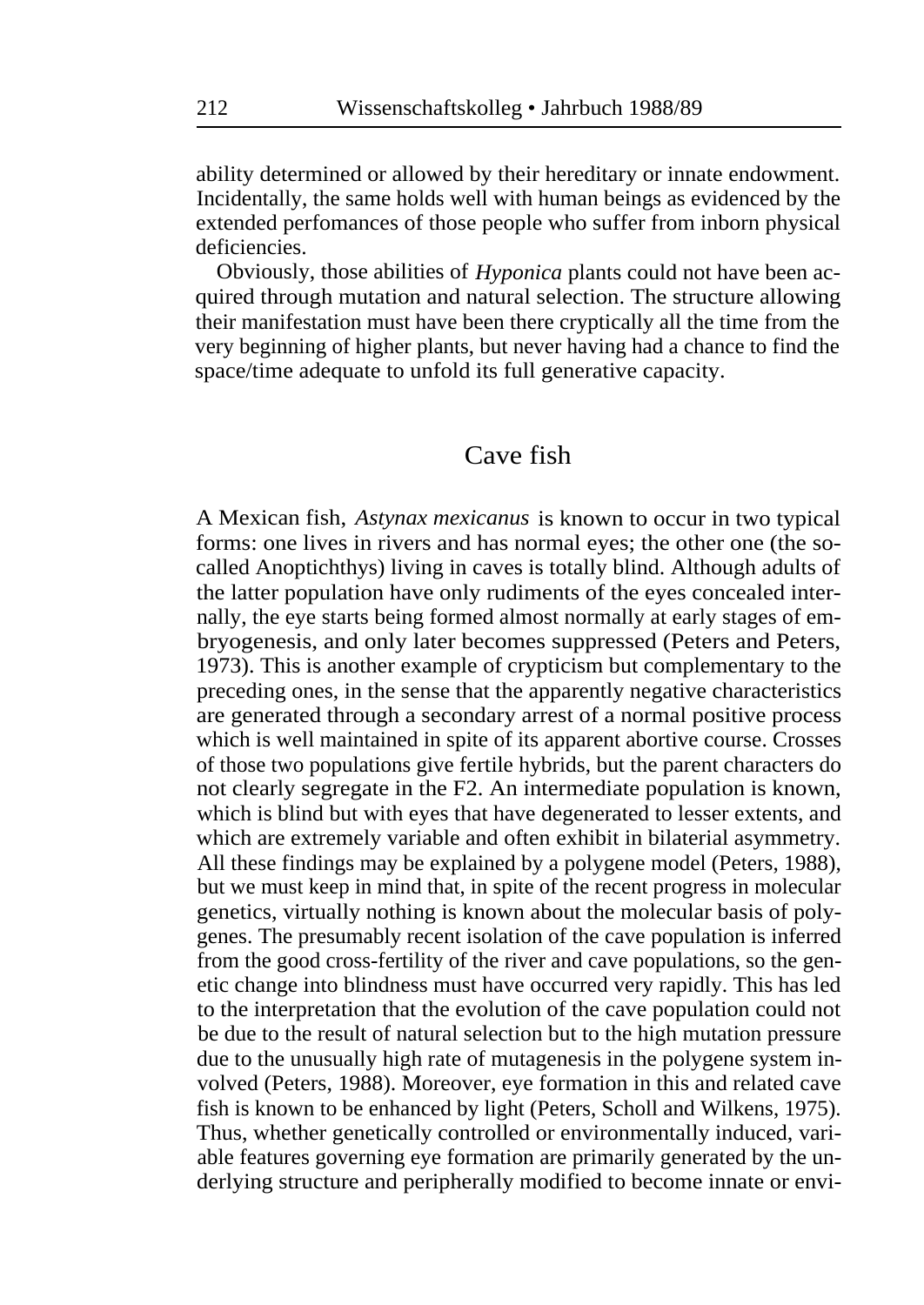ability determined or allowed by their hereditary or innate endowment. Incidentally, the same holds well with human beings as evidenced by the extended perfomances of those people who suffer from inborn physical deficiencies.

Obviously, those abilities of *Hyponica* plants could not have been acquired through mutation and natural selection. The structure allowing their manifestation must have been there cryptically all the time from the very beginning of higher plants, but never having had a chance to find the space/time adequate to unfold its full generative capacity.

## Cave fish

A Mexican fish, *Astynax mexicanus* is known to occur in two typical forms: one lives in rivers and has normal eyes; the other one (the so-called Anoptichthys) living in caves is totally blind. Although adults of the latter population have only rudiments of the eyes concealed internally, the eye starts being formed almost normally at early stages of embryogenesis, and only later becomes suppressed (Peters and Peters, 1973). This is another example of crypticism but complementary to the preceding ones, in the sense that the apparently negative characteristics are generated through a secondary arrest of a normal positive process which is well maintained in spite of its apparent abortive course. Crosses of those two populations give fertile hybrids, but the parent characters do not clearly segregate in the F2. An intermediate population is known, which is blind but with eyes that have degenerated to lesser extents, and which are extremely variable and often exhibit in bilaterial asymmetry. All these findings may be explained by a polygene model (Peters, 1988), but we must keep in mind that, in spite of the recent progress in molecular genetics, virtually nothing is known about the molecular basis of polygenes. The presumably recent isolation of the cave population is inferred from the good cross-fertility of the river and cave populations, so the genetic change into blindness must have occurred very rapidly. This has led to the interpretation that the evolution of the cave population could not be due to the result of natural selection but to the high mutation pressure due to the unusually high rate of mutagenesis in the polygene system involved (Peters, 1988). Moreover, eye formation in this and related cave fish is known to be enhanced by light (Peters, Scholl and Wilkens, 1975). Thus, whether genetically controlled or environmentally induced, variable features governing eye formation are primarily generated by the underlying structure and peripherally modified to become innate or envi-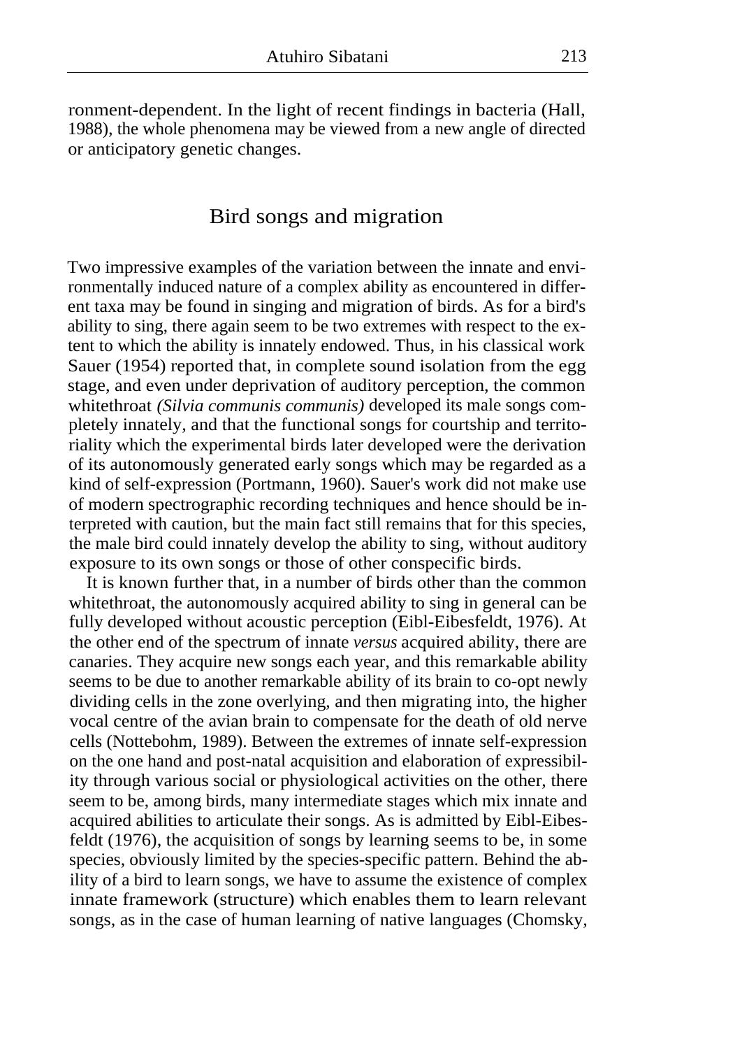ronment-dependent. In the light of recent findings in bacteria (Hall, 1988), the whole phenomena may be viewed from a new angle of directed or anticipatory genetic changes.

## Bird songs and migration

Two impressive examples of the variation between the innate and environmentally induced nature of a complex ability as encountered in different taxa may be found in singing and migration of birds. As for a bird's ability to sing, there again seem to be two extremes with respect to the extent to which the ability is innately endowed. Thus, in his classical work Sauer (1954) reported that, in complete sound isolation from the egg stage, and even under deprivation of auditory perception, the common whitethroat *(Silvia communis communis)* developed its male songs completely innately, and that the functional songs for courtship and territoriality which the experimental birds later developed were the derivation of its autonomously generated early songs which may be regarded as a kind of self-expression (Portmann, 1960). Sauer's work did not make use of modern spectrographic recording techniques and hence should be interpreted with caution, but the main fact still remains that for this species, the male bird could innately develop the ability to sing, without auditory exposure to its own songs or those of other conspecific birds.

It is known further that, in a number of birds other than the common whitethroat, the autonomously acquired ability to sing in general can be fully developed without acoustic perception (Eibl-Eibesfeldt, 1976). At the other end of the spectrum of innate *versus* acquired ability, there are canaries. They acquire new songs each year, and this remarkable ability seems to be due to another remarkable ability of its brain to co-opt newly dividing cells in the zone overlying, and then migrating into, the higher vocal centre of the avian brain to compensate for the death of old nerve cells (Nottebohm, 1989). Between the extremes of innate self-expression on the one hand and post-natal acquisition and elaboration of expressibility through various social or physiological activities on the other, there seem to be, among birds, many intermediate stages which mix innate and acquired abilities to articulate their songs. As is admitted by Eibl-Eibesfeldt (1976), the acquisition of songs by learning seems to be, in some species, obviously limited by the species-specific pattern. Behind the ability of a bird to learn songs, we have to assume the existence of complex innate framework (structure) which enables them to learn relevant songs, as in the case of human learning of native languages (Chomsky,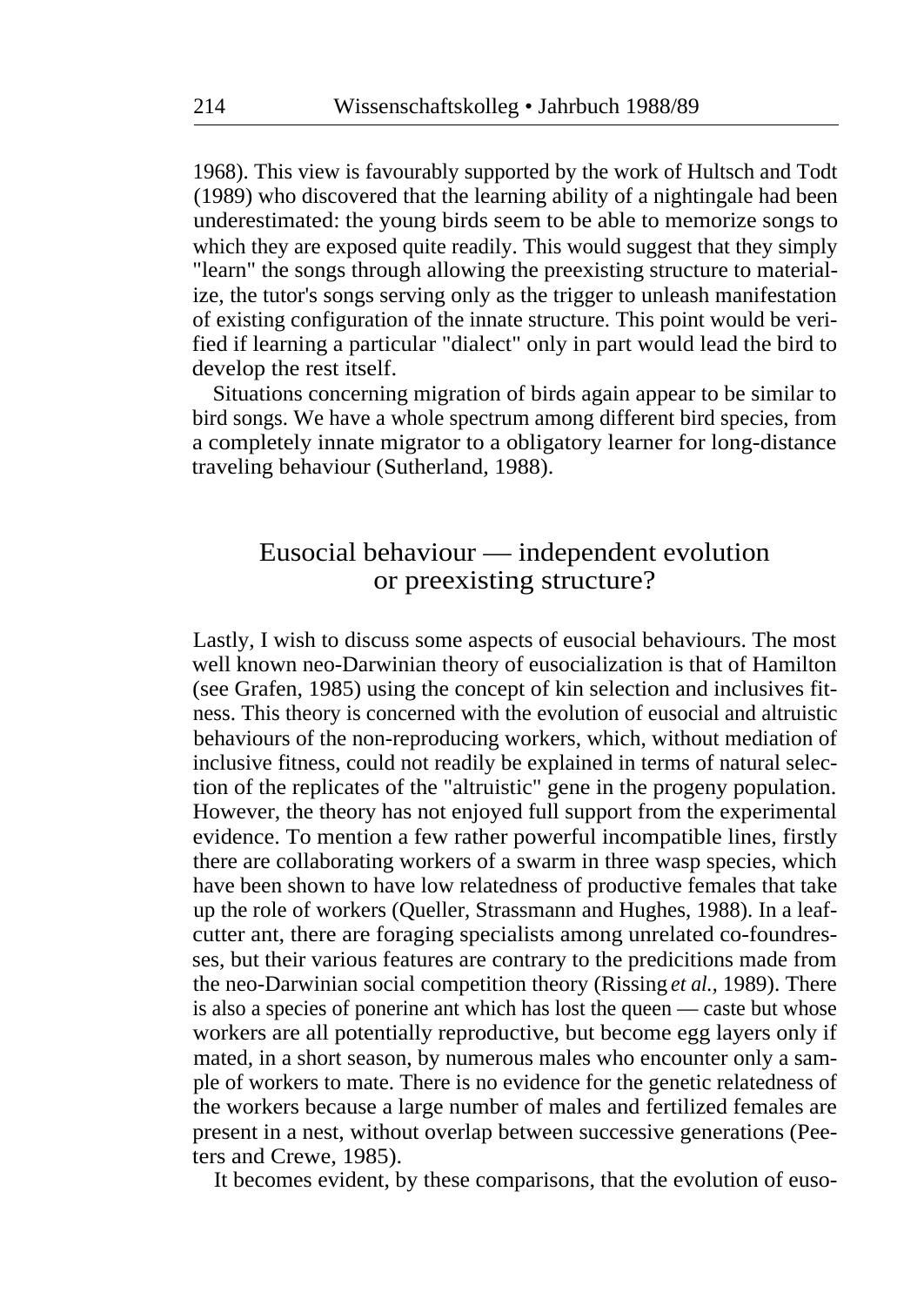1968). This view is favourably supported by the work of Hultsch and Todt (1989) who discovered that the learning ability of a nightingale had been underestimated: the young birds seem to be able to memorize songs to which they are exposed quite readily. This would suggest that they simply "learn" the songs through allowing the preexisting structure to materialize, the tutor's songs serving only as the trigger to unleash manifestation of existing configuration of the innate structure. This point would be verified if learning a particular "dialect" only in part would lead the bird to develop the rest itself.

Situations concerning migration of birds again appear to be similar to bird songs. We have a whole spectrum among different bird species, from a completely innate migrator to a obligatory learner for long-distance traveling behaviour (Sutherland, 1988).

## Eusocial behaviour — independent evolution or preexisting structure?

Lastly, I wish to discuss some aspects of eusocial behaviours. The most well known neo-Darwinian theory of eusocialization is that of Hamilton (see Grafen, 1985) using the concept of kin selection and inclusives fitness. This theory is concerned with the evolution of eusocial and altruistic behaviours of the non-reproducing workers, which, without mediation of inclusive fitness, could not readily be explained in terms of natural selection of the replicates of the "altruistic" gene in the progeny population. However, the theory has not enjoyed full support from the experimental evidence. To mention a few rather powerful incompatible lines, firstly there are collaborating workers of a swarm in three wasp species, which have been shown to have low relatedness of productive females that take up the role of workers (Queller, Strassmann and Hughes, 1988). In a leaf-cutter ant, there are foraging specialists among unrelated co-foundresses, but their various features are contrary to the predicitions made from the neo-Darwinian social competition theory (Rissing *et al.,* 1989). There is also a species of ponerine ant which has lost the queen — caste but whose workers are all potentially reproductive, but become egg layers only if mated, in a short season, by numerous males who encounter only a sample of workers to mate. There is no evidence for the genetic relatedness of the workers because a large number of males and fertilized females are present in a nest, without overlap between successive generations (Peeters and Crewe, 1985).

It becomes evident, by these comparisons, that the evolution of euso-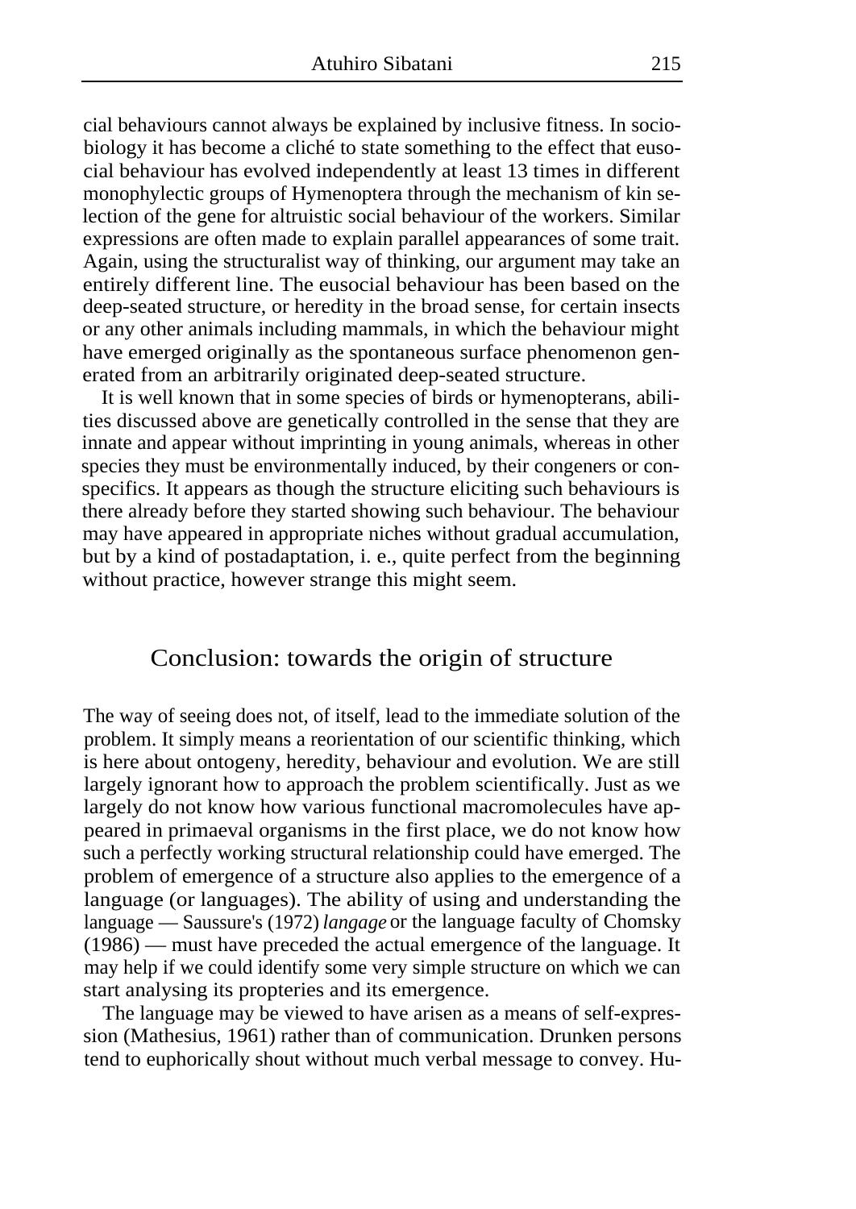cial behaviours cannot always be explained by inclusive fitness. In sociobiology it has become a cliché to state something to the effect that eusocial behaviour has evolved independently at least 13 times in different monophylectic groups of Hymenoptera through the mechanism of kin selection of the gene for altruistic social behaviour of the workers. Similar expressions are often made to explain parallel appearances of some trait. Again, using the structuralist way of thinking, our argument may take an entirely different line. The eusocial behaviour has been based on the deep-seated structure, or heredity in the broad sense, for certain insects or any other animals including mammals, in which the behaviour might have emerged originally as the spontaneous surface phenomenon generated from an arbitrarily originated deep-seated structure.

It is well known that in some species of birds or hymenopterans, abilities discussed above are genetically controlled in the sense that they are innate and appear without imprinting in young animals, whereas in other species they must be environmentally induced, by their congeners or conspecifics. It appears as though the structure eliciting such behaviours is there already before they started showing such behaviour. The behaviour may have appeared in appropriate niches without gradual accumulation, but by a kind of postadaptation, i. e., quite perfect from the beginning without practice, however strange this might seem.

## Conclusion: towards the origin of structure

The way of seeing does not, of itself, lead to the immediate solution of the problem. It simply means a reorientation of our scientific thinking, which is here about ontogeny, heredity, behaviour and evolution. We are still largely ignorant how to approach the problem scientifically. Just as we largely do not know how various functional macromolecules have appeared in primaeval organisms in the first place, we do not know how such a perfectly working structural relationship could have emerged. The problem of emergence of a structure also applies to the emergence of a language (or languages). The ability of using and understanding the language — Saussure's (1972) *langage* or the language faculty of Chomsky (1986) — must have preceded the actual emergence of the language. It may help if we could identify some very simple structure on which we can start analysing its propteries and its emergence.

The language may be viewed to have arisen as a means of self-expression (Mathesius, 1961) rather than of communication. Drunken persons tend to euphorically shout without much verbal message to convey. Hu-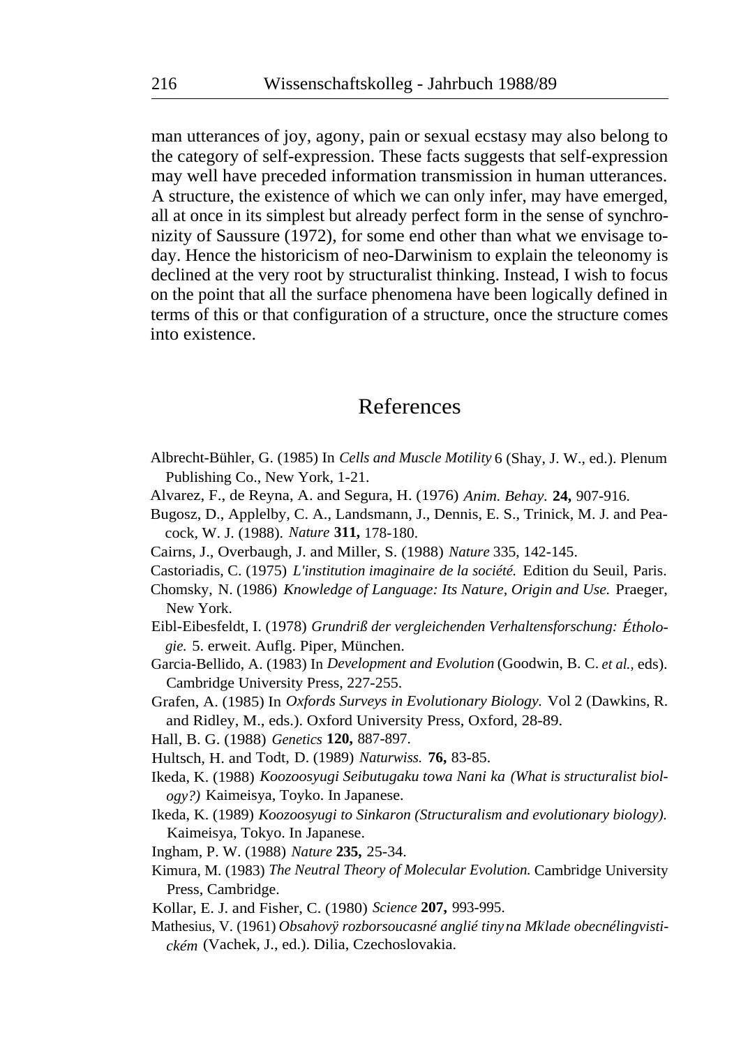man utterances of joy, agony, pain or sexual ecstasy may also belong to the category of self-expression. These facts suggests that self-expression may well have preceded information transmission in human utterances. A structure, the existence of which we can only infer, may have emerged, all at once in its simplest but already perfect form in the sense of synchronizity of Saussure (1972), for some end other than what we envisage today. Hence the historicism of neo-Darwinism to explain the teleonomy is declined at the very root by structuralist thinking. Instead, I wish to focus on the point that all the surface phenomena have been logically defined in terms of this or that configuration of a structure, once the structure comes into existence.

## References

Albrecht-Bühler, G. (1985) In *Cells and Muscle Motility* 6 (Shay, J. W., ed.). Plenum Publishing Co., New York, 1-21.

Alvarez, F., de Reyna, A. and Segura, H. (1976) *Anim. Behay.* **24,** 907-916.

Bugosz, D., Applelby, C. A., Landsmann, J., Dennis, E. S., Trinick, M. J. and Peacock, W. J. (1988). *Nature* **311,** 178-180.

Cairns, J., Overbaugh, J. and Miller, S. (1988) *Nature* 335, 142-145.

Castoriadis, C. (1975) *L'institution imaginaire de la société.* Edition du Seuil, Paris.

Chomsky, N. (1986) *Knowledge of Language: Its Nature, Origin and Use.* Praeger, New York.

Eibl-Eibesfeldt, I. (1978) *Grundriß der vergleichenden Verhaltensforschung: Éthologie.* 5. erweit. Auflg. Piper, München.

Garcia-Bellido, A. (1983) In *Development and Evolution* (Goodwin, B. C. *et al.,* eds). Cambridge University Press, 227-255.

Grafen, A. (1985) In *Oxfords Surveys in Evolutionary Biology.* Vol 2 (Dawkins, R. and Ridley, M., eds.). Oxford University Press, Oxford, 28-89.

Hall, B. G. (1988) *Genetics* **120,** 887-897.

Hultsch, H. and Todt, D. (1989) *Naturwiss.* **76,** 83-85.

Ikeda, K. (1988) *Koozoosyugi Seibutugaku towa Nani ka (What is structuralist biology?)* Kaimeisya, Toyko. In Japanese.

Ikeda, K. (1989) *Koozoosyugi to Sinkaron (Structuralism and evolutionary biology).* Kaimeisya, Tokyo. In Japanese.

Ingham, P. W. (1988) *Nature* **235,** 25-34.

Kimura, M. (1983) *The Neutral Theory of Molecular Evolution.* Cambridge University Press, Cambridge.

Kollar, E. J. and Fisher, C. (1980) *Science* **207,** 993-995.

Mathesius, V. (1961) *Obsahovÿ rozborsoucasné anglié tiny na Mklade obecnélingvistickém* (Vachek, J., ed.). Dilia, Czechoslovakia.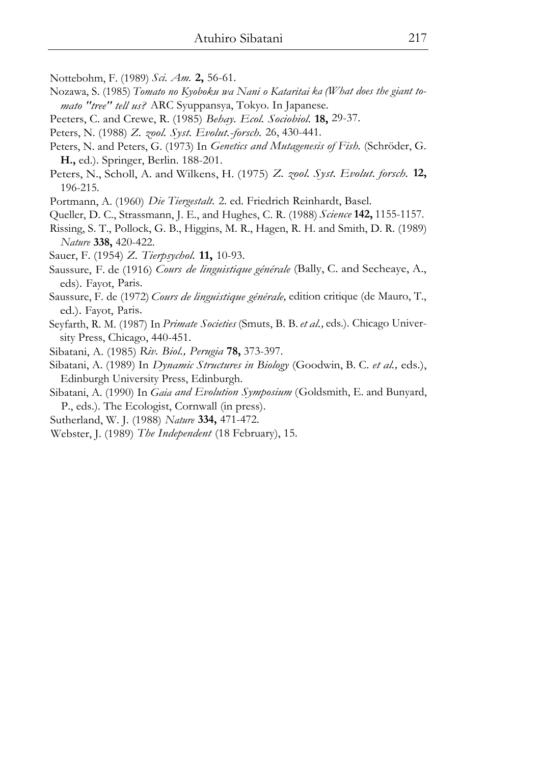Nottebohm, F. (1989) *Sci. Am.* **2,** 56-61.

Nozawa, S. (1985) *Tomato no Kyoboku wa Nani o Kataritai ka (What does the giant tomato "tree" tell us?* ARC Syuppansya, Tokyo. In Japanese.

Peeters, C. and Crewe, R. (1985) *Behav. Ecol. Sociobiol.* **18,** 29-37.

Peters, N. (1988) *Z. zool. Syst. Evolut.-forsch.* 26, 430-441.

Peters, N. and Peters, G. (1973) In *Genetics and Mutagenesis of Fish.* (Schröder, G. **H.,** ed.). Springer, Berlin. 188-201.

Peters, N., Scholl, A. and Wilkens, H. (1975) *Z. zool. Syst. Evolut. forsch.* **12,** 196-215.

Portmann, A. (1960) *Die Tiergestalt.* 2. ed. Friedrich Reinhardt, Basel.

Queller, D. C., Strassmann, J. E., and Hughes, C. R. (1988) *Science* **142,** 1155-1157.

Rissing, S. T., Pollock, G. B., Higgins, M. R., Hagen, R. H. and Smith, D. R. (1989) *Nature* **338,** 420-422.

Sauer, F. (1954) *Z. Tierpsychol.* **11,** 10-93.

Saussure, F. de (1916) *Cours de linguistique générale* (Bally, C. and Secheaye, A., eds). Fayot, Paris.

Saussure, F. de (1972) *Cours de linguistique générale,* edition critique (de Mauro, T., ed.). Fayot, Paris.

Seyfarth, R. M. (1987) In *Primate Societies* (Smuts, B. B. *et al.,* eds.). Chicago University Press, Chicago, 440-451.

Sibatani, A. (1985) *Riv. Biol., Perugia* **78,** 373-397.

Sibatani, A. (1989) In *Dynamic Structures in Biology* (Goodwin, B. C. *et al.,* eds.), Edinburgh University Press, Edinburgh.

Sibatani, A. (1990) In *Gaia and Evolution Symposium* (Goldsmith, E. and Bunyard, P., eds.). The Ecologist, Cornwall (in press).

Sutherland, W. J. (1988) *Nature* **334,** 471-472.

Webster, J. (1989) *The Independent* (18 February), 15.